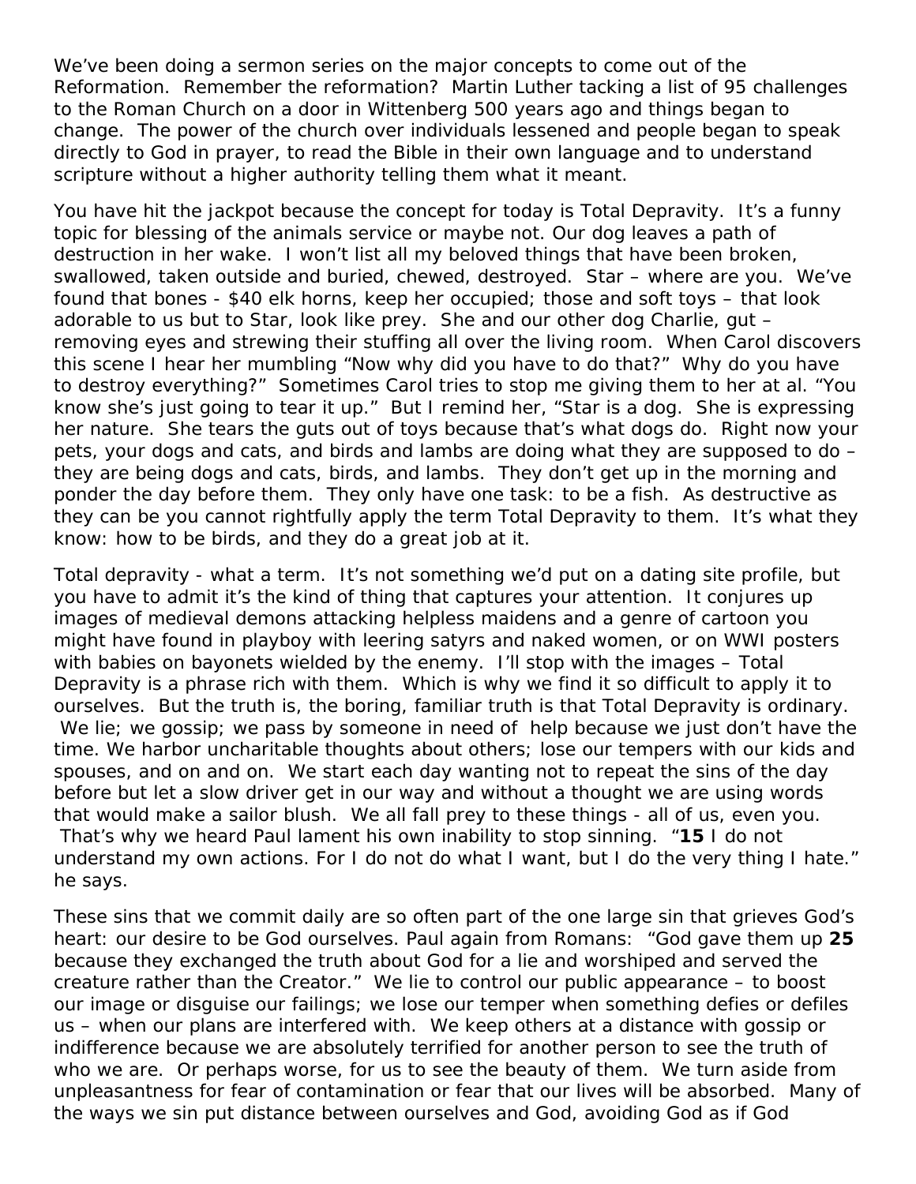We've been doing a sermon series on the major concepts to come out of the Reformation. Remember the reformation? Martin Luther tacking a list of 95 challenges to the Roman Church on a door in Wittenberg 500 years ago and things began to change. The power of the church over individuals lessened and people began to speak directly to God in prayer, to read the Bible in their own language and to understand scripture without a higher authority telling them what it meant.

You have hit the jackpot because the concept for today is Total Depravity. It's a funny topic for blessing of the animals service or maybe not. Our dog leaves a path of destruction in her wake. I won't list all my beloved things that have been broken, swallowed, taken outside and buried, chewed, destroyed. Star – where are you. We've found that bones - $40 elk horns, keep her occupied; those and soft toys – that look adorable to us but to Star, look like prey. She and our other dog Charlie, gut – removing eyes and strewing their stuffing all over the living room. When Carol discovers this scene I hear her mumbling "Now why did you have to do that?" Why do you have to destroy everything?" Sometimes Carol tries to stop me giving them to her at al. "You know she's just going to tear it up." But I remind her, "Star is a dog. She is expressing her nature. She tears the guts out of toys because that's what dogs do. Right now your pets, your dogs and cats, and birds and lambs are doing what they are supposed to do – they are being dogs and cats, birds, and lambs. They don't get up in the morning and ponder the day before them. They only have one task: to be a fish. As destructive as they can be you cannot rightfully apply the term Total Depravity to them. It's what they know: how to be birds, and they do a great job at it.

Total depravity - what a term. It's not something we'd put on a dating site profile, but you have to admit it's the kind of thing that captures your attention. It conjures up images of medieval demons attacking helpless maidens and a genre of cartoon you might have found in playboy with leering satyrs and naked women, or on WWI posters with babies on bayonets wielded by the enemy. I'll stop with the images – Total Depravity is a phrase rich with them. Which is why we find it so difficult to apply it to ourselves. But the truth is, the boring, familiar truth is that Total Depravity is ordinary. We lie; we gossip; we pass by someone in need of help because we just don't have the time. We harbor uncharitable thoughts about others; lose our tempers with our kids and spouses, and on and on. We start each day wanting not to repeat the sins of the day before but let a slow driver get in our way and without a thought we are using words that would make a sailor blush. We all fall prey to these things - all of us, even you. That's why we heard Paul lament his own inability to stop sinning. "**15** I do not understand my own actions. For I do not do what I want, but I do the very thing I hate." he says.

These sins that we commit daily are so often part of the one large sin that grieves God's heart: our desire to be God ourselves. Paul again from Romans: "God gave them up **25** because they exchanged the truth about God for a lie and worshiped and served the creature rather than the Creator." We lie to control our public appearance – to boost our image or disguise our failings; we lose our temper when something defies or defiles us – when our plans are interfered with. We keep others at a distance with gossip or indifference because we are absolutely terrified for another person to see the truth of who we are. Or perhaps worse, for us to see the beauty of them. We turn aside from unpleasantness for fear of contamination or fear that our lives will be absorbed. Many of the ways we sin put distance between ourselves and God, avoiding God as if God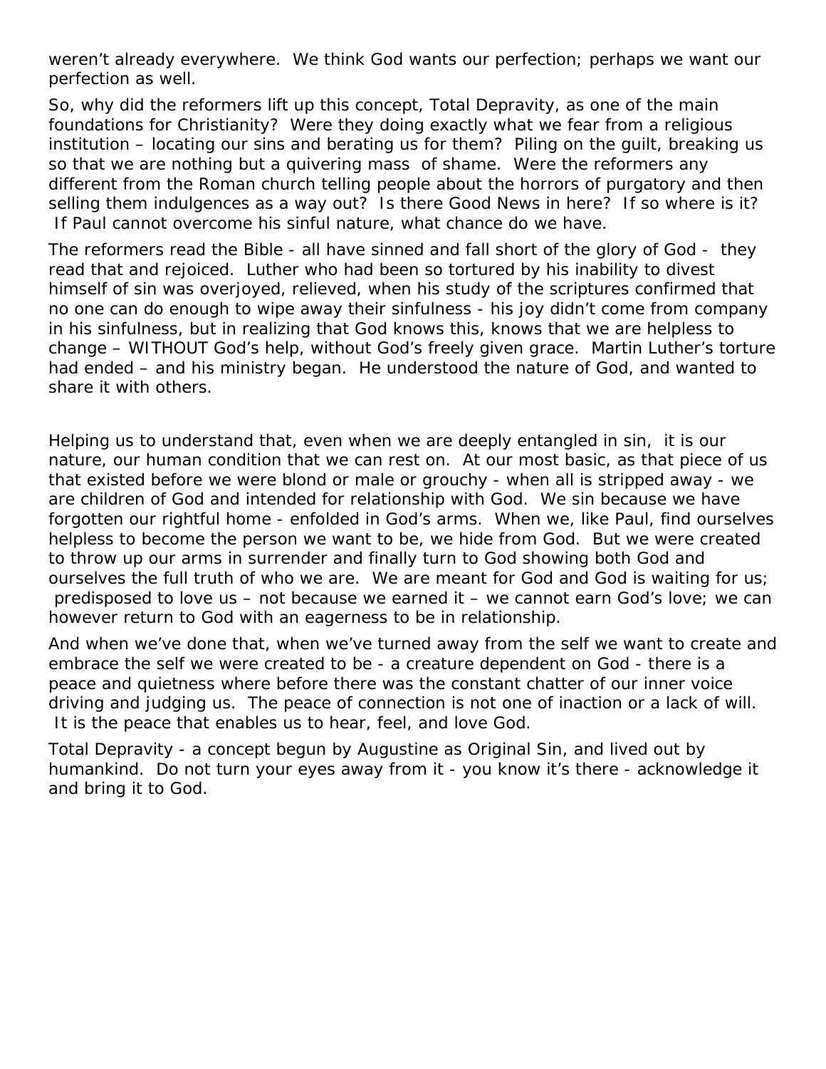weren't already everywhere.  We think God wants our perfection; perhaps we want our perfection as well.

So, why did the reformers lift up this concept, Total Depravity, as one of the main foundations for Christianity?  Were they doing exactly what we fear from a religious institution – locating our sins and berating us for them?  Piling on the guilt, breaking us so that we are nothing but a quivering mass  of shame.  Were the reformers any different from the Roman church telling people about the horrors of purgatory and then selling them indulgences as a way out?  Is there Good News in here?  If so where is it?  If Paul cannot overcome his sinful nature, what chance do we have.

The reformers read the Bible - all have sinned and fall short of the glory of God -  they read that and rejoiced.  Luther who had been so tortured by his inability to divest himself of sin was overjoyed, relieved, when his study of the scriptures confirmed that no one can do enough to wipe away their sinfulness - his joy didn't come from company in his sinfulness, but in realizing that God knows this, knows that we are helpless to change – WITHOUT God's help, without God's freely given grace.  Martin Luther's torture had ended – and his ministry began.  He understood the nature of God, and wanted to share it with others.

Helping us to understand that, even when we are deeply entangled in sin,  it is our nature, our human condition that we can rest on.  At our most basic, as that piece of us that existed before we were blond or male or grouchy - when all is stripped away - we are children of God and intended for relationship with God.  We sin because we have forgotten our rightful home - enfolded in God's arms.  When we, like Paul, find ourselves helpless to become the person we want to be, we hide from God.  But we were created to throw up our arms in surrender and finally turn to God showing both God and ourselves the full truth of who we are.  We are meant for God and God is waiting for us;  predisposed to love us – not because we earned it – we cannot earn God's love; we can however return to God with an eagerness to be in relationship.

And when we've done that, when we've turned away from the self we want to create and embrace the self we were created to be - a creature dependent on God - there is a peace and quietness where before there was the constant chatter of our inner voice driving and judging us.  The peace of connection is not one of inaction or a lack of will.  It is the peace that enables us to hear, feel, and love God.

Total Depravity - a concept begun by Augustine as Original Sin, and lived out by humankind.  Do not turn your eyes away from it - you know it's there - acknowledge it and bring it to God.